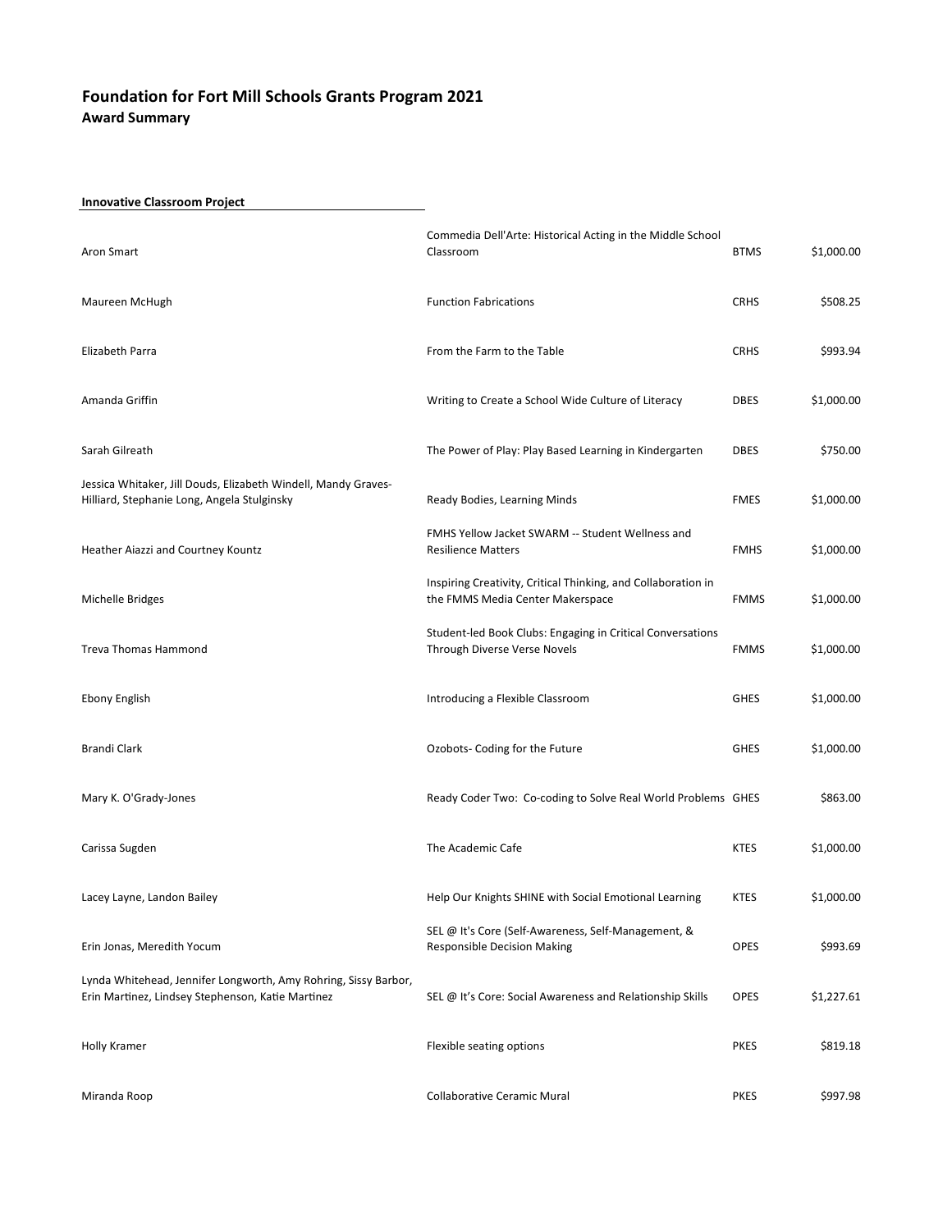# Foundation for Fort Mill Schools Grants Program 2021

## Award Summary

**Innovative Classroom Project**

| | | | |
|---|---|---|---|
| Aron Smart | Commedia Dell'Arte: Historical Acting in the Middle School Classroom | BTMS | $1,000.00 |
| Maureen McHugh | Function Fabrications | CRHS | $508.25 |
| Elizabeth Parra | From the Farm to the Table | CRHS | $993.94 |
| Amanda Griffin | Writing to Create a School Wide Culture of Literacy | DBES | $1,000.00 |
| Sarah Gilreath | The Power of Play: Play Based Learning in Kindergarten | DBES | $750.00 |
| Jessica Whitaker, Jill Douds, Elizabeth Windell, Mandy Graves-Hilliard, Stephanie Long, Angela Stulginsky | Ready Bodies, Learning Minds | FMES | $1,000.00 |
| Heather Aiazzi and Courtney Kountz | FMHS Yellow Jacket SWARM -- Student Wellness and Resilience Matters | FMHS | $1,000.00 |
| Michelle Bridges | Inspiring Creativity, Critical Thinking, and Collaboration in the FMMS Media Center Makerspace | FMMS | $1,000.00 |
| Treva Thomas Hammond | Student-led Book Clubs: Engaging in Critical Conversations Through Diverse Verse Novels | FMMS | $1,000.00 |
| Ebony English | Introducing a Flexible Classroom | GHES | $1,000.00 |
| Brandi Clark | Ozobots- Coding for the Future | GHES | $1,000.00 |
| Mary K. O'Grady-Jones | Ready Coder Two: Co-coding to Solve Real World Problems | GHES | $863.00 |
| Carissa Sugden | The Academic Cafe | KTES | $1,000.00 |
| Lacey Layne, Landon Bailey | Help Our Knights SHINE with Social Emotional Learning | KTES | $1,000.00 |
| Erin Jonas, Meredith Yocum | SEL @ It's Core (Self-Awareness, Self-Management, & Responsible Decision Making | OPES | $993.69 |
| Lynda Whitehead, Jennifer Longworth, Amy Rohring, Sissy Barbor, Erin Martinez, Lindsey Stephenson, Katie Martinez | SEL @ It's Core: Social Awareness and Relationship Skills | OPES | $1,227.61 |
| Holly Kramer | Flexible seating options | PKES | $819.18 |
| Miranda Roop | Collaborative Ceramic Mural | PKES | $997.98 |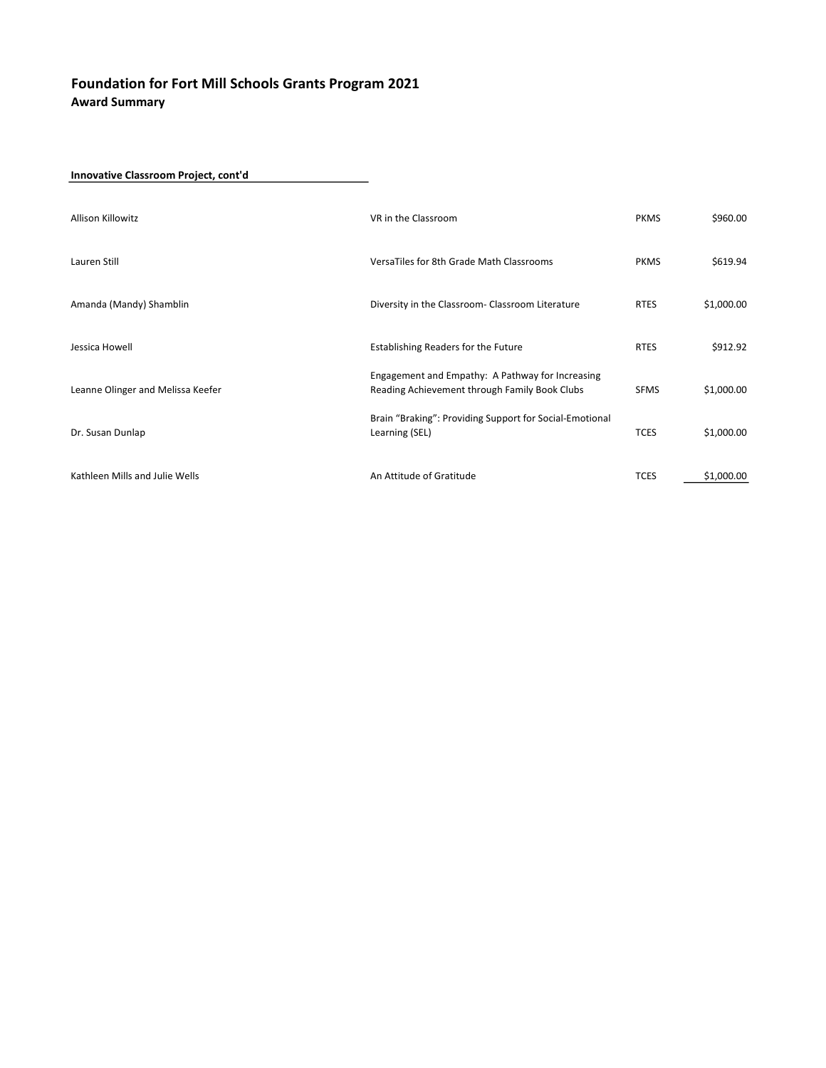## Foundation for Fort Mill Schools Grants Program 2021

### Award Summary

**Innovative Classroom Project, cont'd**

| | | | |
|---|---|---|---|
| Allison Killowitz | VR in the Classroom | PKMS | $960.00 |
| Lauren Still | VersaTiles for 8th Grade Math Classrooms | PKMS | $619.94 |
| Amanda (Mandy) Shamblin | Diversity in the Classroom- Classroom Literature | RTES | $1,000.00 |
| Jessica Howell | Establishing Readers for the Future | RTES | $912.92 |
| Leanne Olinger and Melissa Keefer | Engagement and Empathy: A Pathway for Increasing Reading Achievement through Family Book Clubs | SFMS | $1,000.00 |
| Dr. Susan Dunlap | Brain "Braking": Providing Support for Social-Emotional Learning (SEL) | TCES | $1,000.00 |
| Kathleen Mills and Julie Wells | An Attitude of Gratitude | TCES | $1,000.00 |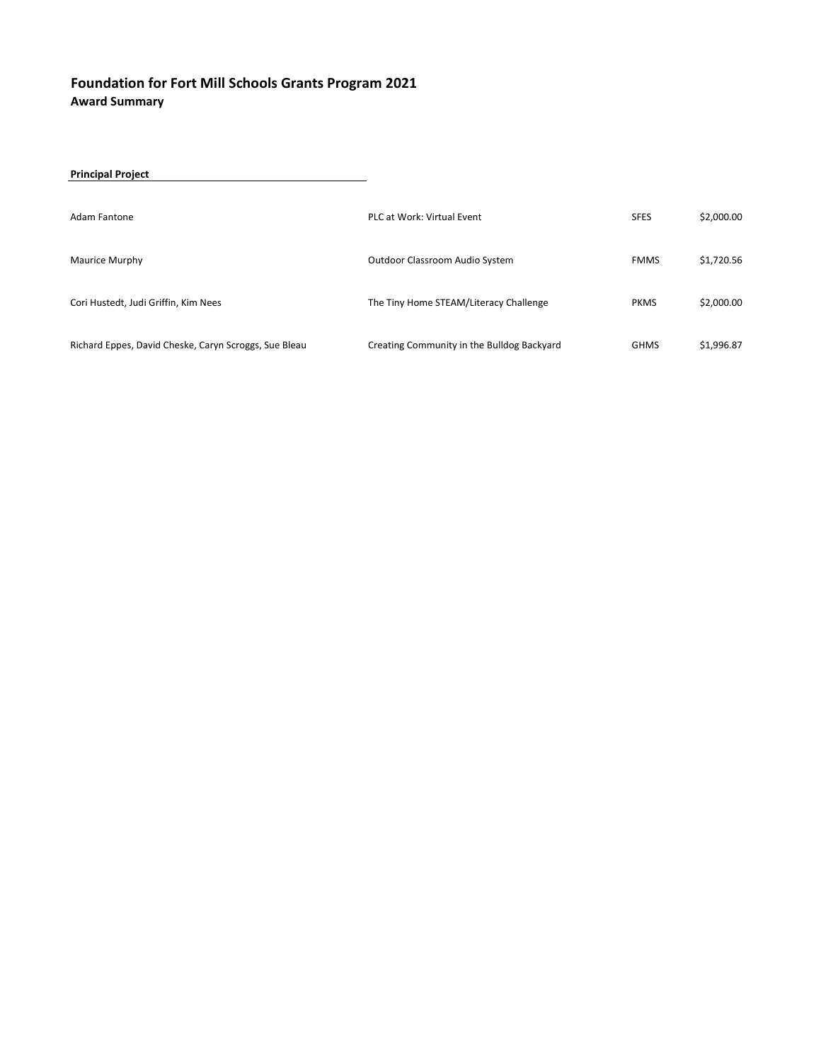## Foundation for Fort Mill Schools Grants Program 2021

### Award Summary

**Principal Project**

| | | | |
|---|---|---|---|
| Adam Fantone | PLC at Work: Virtual Event | SFES | $2,000.00 |
| Maurice Murphy | Outdoor Classroom Audio System | FMMS | $1,720.56 |
| Cori Hustedt, Judi Griffin, Kim Nees | The Tiny Home STEAM/Literacy Challenge | PKMS | $2,000.00 |
| Richard Eppes, David Cheske, Caryn Scroggs, Sue Bleau | Creating Community in the Bulldog Backyard | GHMS | $1,996.87 |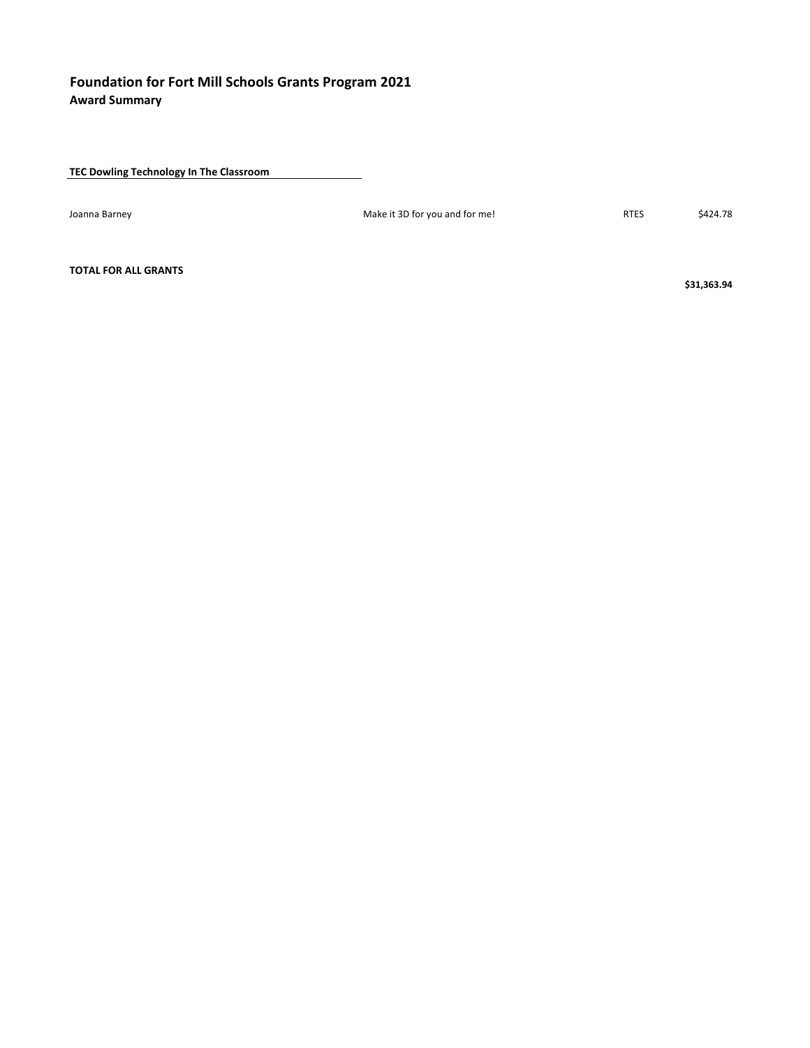# Foundation for Fort Mill Schools Grants Program 2021

## Award Summary

**TEC Dowling Technology In The Classroom**

| | | | |
|---|---|---|---|
| Joanna Barney | Make it 3D for you and for me! | RTES | $424.78 |

**TOTAL FOR ALL GRANTS** **$31,363.94**